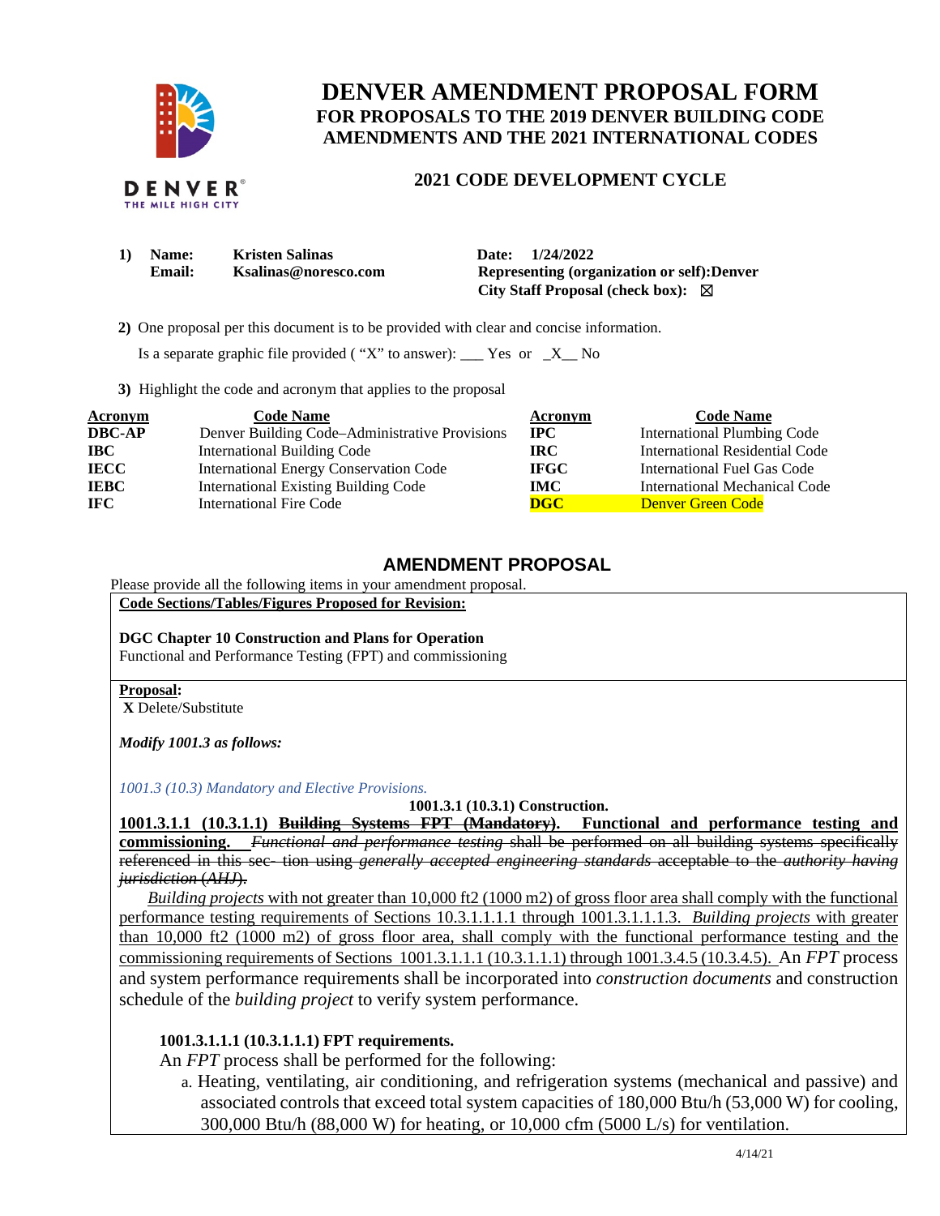# DENVER AMENDMENT PROPOSAL FORM

## FOR PROPOSALS TO THE 2019 DENVER BUILDING CODE AMENDMENTS AND THE 2021 INTERNATIONAL CODES

### 2021 CODE DEVELOPMENT CYCLE

**1) Name:** Kristen Salinas  
**Email:** Ksalinas@noresco.com  
**Date:** 1/24/2022  
**Representing (organization or self):** Denver  
**City Staff Proposal (check box):** ☒

**2)** One proposal per this document is to be provided with clear and concise information.

Is a separate graphic file provided ( "X" to answer): ___ Yes or _X__ No

**3)** Highlight the code and acronym that applies to the proposal

| Acronym | Code Name | Acronym | Code Name |
|---|---|---|---|
| **DBC-AP** | Denver Building Code–Administrative Provisions | **IPC** | International Plumbing Code |
| **IBC** | International Building Code | **IRC** | International Residential Code |
| **IECC** | International Energy Conservation Code | **IFGC** | International Fuel Gas Code |
| **IEBC** | International Existing Building Code | **IMC** | International Mechanical Code |
| **IFC** | International Fire Code | **DGC** | Denver Green Code |

## AMENDMENT PROPOSAL

Please provide all the following items in your amendment proposal.

**Code Sections/Tables/Figures Proposed for Revision:**

**DGC Chapter 10 Construction and Plans for Operation**  
Functional and Performance Testing (FPT) and commissioning

**Proposal:**

**X** Delete/Substitute

***Modify 1001.3 as follows:***

*1001.3 (10.3) Mandatory and Elective Provisions.*

**1001.3.1 (10.3.1) Construction.**

**1001.3.1.1 (10.3.1.1) ~~Building Systems FPT (Mandatory).~~ Functional and performance testing and commissioning.** ~~*Functional and performance testing* shall be performed on all building systems specifically referenced in this sec- tion using *generally accepted engineering standards* acceptable to the *authority having jurisdiction* (*AHJ*).~~

*Building projects* with not greater than 10,000 ft2 (1000 m2) of gross floor area shall comply with the functional performance testing requirements of Sections 10.3.1.1.1.1 through 1001.3.1.1.1.3. *Building projects* with greater than 10,000 ft2 (1000 m2) of gross floor area, shall comply with the functional performance testing and the commissioning requirements of Sections 1001.3.1.1.1 (10.3.1.1.1) through 1001.3.4.5 (10.3.4.5). An *FPT* process and system performance requirements shall be incorporated into *construction documents* and construction schedule of the *building project* to verify system performance.

**1001.3.1.1.1 (10.3.1.1.1) FPT requirements.**

An *FPT* process shall be performed for the following:

a. Heating, ventilating, air conditioning, and refrigeration systems (mechanical and passive) and associated controls that exceed total system capacities of 180,000 Btu/h (53,000 W) for cooling, 300,000 Btu/h (88,000 W) for heating, or 10,000 cfm (5000 L/s) for ventilation.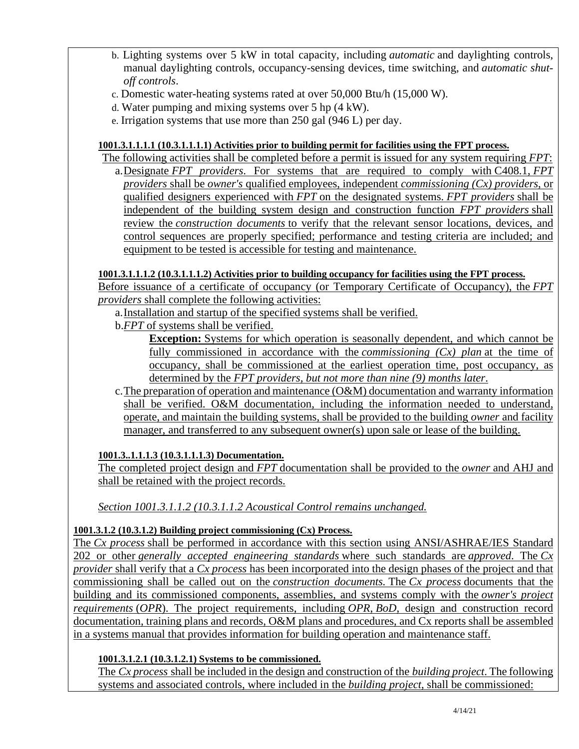b. Lighting systems over 5 kW in total capacity, including *automatic* and daylighting controls, manual daylighting controls, occupancy-sensing devices, time switching, and *automatic shut-off controls*.

c. Domestic water-heating systems rated at over 50,000 Btu/h (15,000 W).

d. Water pumping and mixing systems over 5 hp (4 kW).

e. Irrigation systems that use more than 250 gal (946 L) per day.

**1001.3.1.1.1.1 (10.3.1.1.1.1) Activities prior to building permit for facilities using the FPT process.**

The following activities shall be completed before a permit is issued for any system requiring *FPT*:

a. Designate *FPT providers*. For systems that are required to comply with C408.1, *FPT providers* shall be *owner's* qualified employees, independent *commissioning (Cx) providers*, or qualified designers experienced with *FPT* on the designated systems. *FPT providers* shall be independent of the building system design and construction function *FPT providers* shall review the *construction documents* to verify that the relevant sensor locations, devices, and control sequences are properly specified; performance and testing criteria are included; and equipment to be tested is accessible for testing and maintenance.

**1001.3.1.1.1.2 (10.3.1.1.1.2) Activities prior to building occupancy for facilities using the FPT process.**

Before issuance of a certificate of occupancy (or Temporary Certificate of Occupancy), the *FPT providers* shall complete the following activities:

a. Installation and startup of the specified systems shall be verified.

b. *FPT* of systems shall be verified.

> **Exception:** Systems for which operation is seasonally dependent, and which cannot be fully commissioned in accordance with the *commissioning (Cx) plan* at the time of occupancy, shall be commissioned at the earliest operation time, post occupancy, as determined by the *FPT providers, but not more than nine (9) months later*.

c. The preparation of operation and maintenance (O&M) documentation and warranty information shall be verified. O&M documentation, including the information needed to understand, operate, and maintain the building systems, shall be provided to the building *owner* and facility manager, and transferred to any subsequent owner(s) upon sale or lease of the building.

**1001.3..1.1.1.3 (10.3.1.1.1.3) Documentation.**

The completed project design and *FPT* documentation shall be provided to the *owner* and AHJ and shall be retained with the project records.

*Section 1001.3.1.1.2 (10.3.1.1.2 Acoustical Control remains unchanged.*

**1001.3.1.2 (10.3.1.2) Building project commissioning (Cx) Process.**

The *Cx process* shall be performed in accordance with this section using ANSI/ASHRAE/IES Standard 202 or other *generally accepted engineering standards* where such standards are *approved*. The *Cx provider* shall verify that a *Cx process* has been incorporated into the design phases of the project and that commissioning shall be called out on the *construction documents*. The *Cx process* documents that the building and its commissioned components, assemblies, and systems comply with the *owner's project requirements* (*OPR*). The project requirements, including *OPR*, *BoD*, design and construction record documentation, training plans and records, O&M plans and procedures, and Cx reports shall be assembled in a systems manual that provides information for building operation and maintenance staff.

**1001.3.1.2.1 (10.3.1.2.1) Systems to be commissioned.**

The *Cx process* shall be included in the design and construction of the *building project*. The following systems and associated controls, where included in the *building project*, shall be commissioned: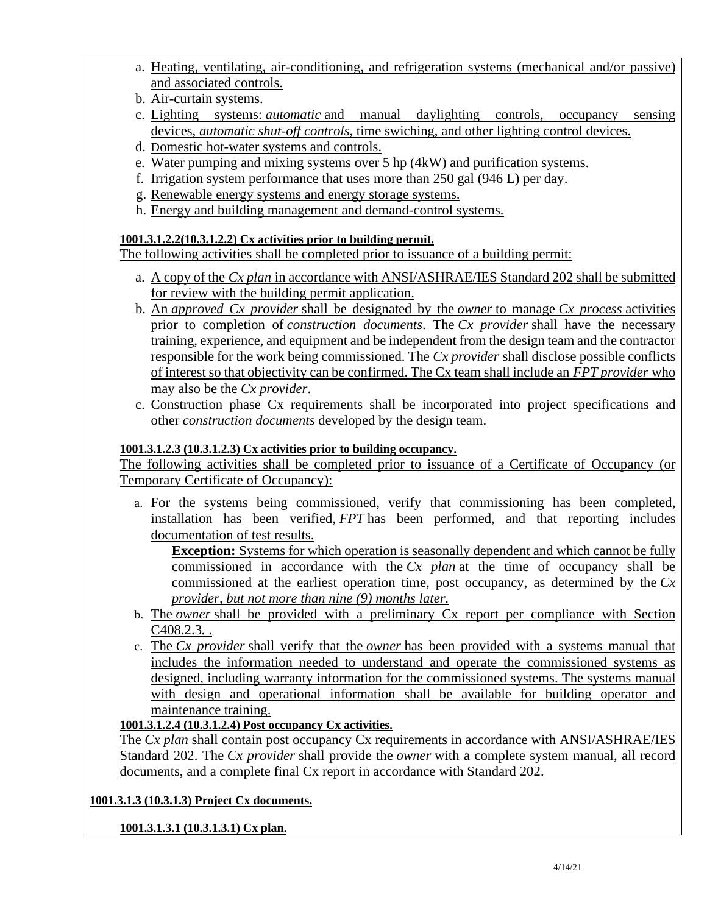a. Heating, ventilating, air-conditioning, and refrigeration systems (mechanical and/or passive) and associated controls.
b. Air-curtain systems.
c. Lighting systems: *automatic* and manual daylighting controls, occupancy sensing devices, *automatic shut-off controls*, time swiching, and other lighting control devices.
d. Domestic hot-water systems and controls.
e. Water pumping and mixing systems over 5 hp (4kW) and purification systems.
f. Irrigation system performance that uses more than 250 gal (946 L) per day.
g. Renewable energy systems and energy storage systems.
h. Energy and building management and demand-control systems.

**1001.3.1.2.2(10.3.1.2.2) Cx activities prior to building permit.**

The following activities shall be completed prior to issuance of a building permit:

a. A copy of the *Cx plan* in accordance with ANSI/ASHRAE/IES Standard 202 shall be submitted for review with the building permit application.
b. An *approved Cx provider* shall be designated by the *owner* to manage *Cx process* activities prior to completion of *construction documents*. The *Cx provider* shall have the necessary training, experience, and equipment and be independent from the design team and the contractor responsible for the work being commissioned. The *Cx provider* shall disclose possible conflicts of interest so that objectivity can be confirmed. The Cx team shall include an *FPT provider* who may also be the *Cx provider*.
c. Construction phase Cx requirements shall be incorporated into project specifications and other *construction documents* developed by the design team.

**1001.3.1.2.3 (10.3.1.2.3) Cx activities prior to building occupancy.**

The following activities shall be completed prior to issuance of a Certificate of Occupancy (or Temporary Certificate of Occupancy):

a. For the systems being commissioned, verify that commissioning has been completed, installation has been verified, *FPT* has been performed, and that reporting includes documentation of test results.

   **Exception:** Systems for which operation is seasonally dependent and which cannot be fully commissioned in accordance with the *Cx plan* at the time of occupancy shall be commissioned at the earliest operation time, post occupancy, as determined by the *Cx provider, but not more than nine (9) months later.*

b. The *owner* shall be provided with a preliminary Cx report per compliance with Section C408.2.3. .
c. The *Cx provider* shall verify that the *owner* has been provided with a systems manual that includes the information needed to understand and operate the commissioned systems as designed, including warranty information for the commissioned systems. The systems manual with design and operational information shall be available for building operator and maintenance training.

**1001.3.1.2.4 (10.3.1.2.4) Post occupancy Cx activities.**

The *Cx plan* shall contain post occupancy Cx requirements in accordance with ANSI/ASHRAE/IES Standard 202. The *Cx provider* shall provide the *owner* with a complete system manual, all record documents, and a complete final Cx report in accordance with Standard 202.

**1001.3.1.3 (10.3.1.3) Project Cx documents.**

**1001.3.1.3.1 (10.3.1.3.1) Cx plan.**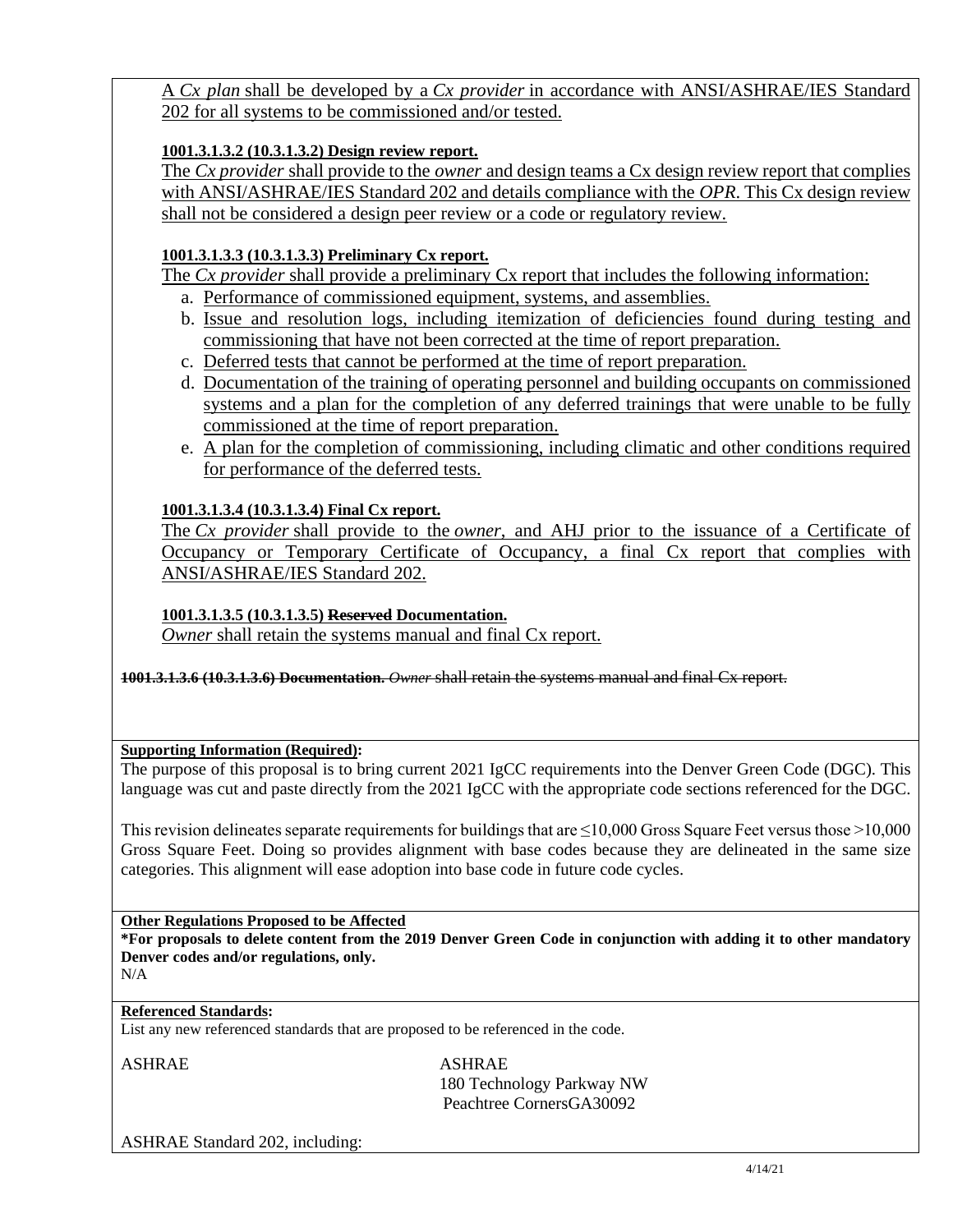A *Cx plan* shall be developed by a *Cx provider* in accordance with ANSI/ASHRAE/IES Standard 202 for all systems to be commissioned and/or tested.

**1001.3.1.3.2 (10.3.1.3.2) Design review report.**

The *Cx provider* shall provide to the *owner* and design teams a Cx design review report that complies with ANSI/ASHRAE/IES Standard 202 and details compliance with the *OPR*. This Cx design review shall not be considered a design peer review or a code or regulatory review.

**1001.3.1.3.3 (10.3.1.3.3) Preliminary Cx report.**

The *Cx provider* shall provide a preliminary Cx report that includes the following information:

a. Performance of commissioned equipment, systems, and assemblies.
b. Issue and resolution logs, including itemization of deficiencies found during testing and commissioning that have not been corrected at the time of report preparation.
c. Deferred tests that cannot be performed at the time of report preparation.
d. Documentation of the training of operating personnel and building occupants on commissioned systems and a plan for the completion of any deferred trainings that were unable to be fully commissioned at the time of report preparation.
e. A plan for the completion of commissioning, including climatic and other conditions required for performance of the deferred tests.

**1001.3.1.3.4 (10.3.1.3.4) Final Cx report.**

The *Cx provider* shall provide to the *owner*, and AHJ prior to the issuance of a Certificate of Occupancy or Temporary Certificate of Occupancy, a final Cx report that complies with ANSI/ASHRAE/IES Standard 202.

**1001.3.1.3.5 (10.3.1.3.5) ~~Reserved~~ Documentation.**

*Owner* shall retain the systems manual and final Cx report.

~~**1001.3.1.3.6 (10.3.1.3.6) Documentation.** *Owner* shall retain the systems manual and final Cx report.~~

**Supporting Information (Required):**

The purpose of this proposal is to bring current 2021 IgCC requirements into the Denver Green Code (DGC). This language was cut and paste directly from the 2021 IgCC with the appropriate code sections referenced for the DGC.

This revision delineates separate requirements for buildings that are ≤10,000 Gross Square Feet versus those >10,000 Gross Square Feet. Doing so provides alignment with base codes because they are delineated in the same size categories. This alignment will ease adoption into base code in future code cycles.

**Other Regulations Proposed to be Affected**

**\*For proposals to delete content from the 2019 Denver Green Code in conjunction with adding it to other mandatory Denver codes and/or regulations, only.**

N/A

**Referenced Standards:**

List any new referenced standards that are proposed to be referenced in the code.

ASHRAE

ASHRAE
180 Technology Parkway NW
Peachtree CornersGA30092

ASHRAE Standard 202, including: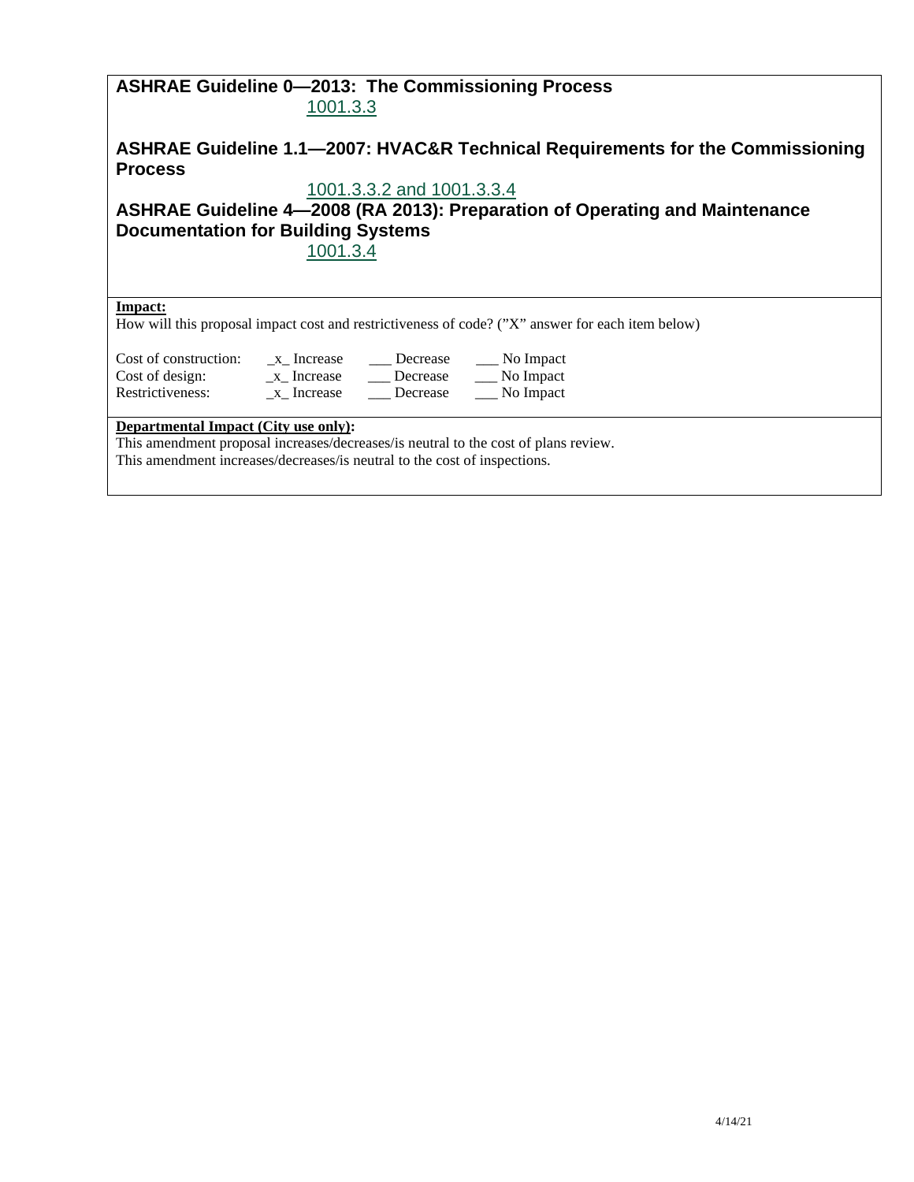**ASHRAE Guideline 0—2013: The Commissioning Process**

1001.3.3

**ASHRAE Guideline 1.1—2007: HVAC&R Technical Requirements for the Commissioning Process**

1001.3.3.2 and 1001.3.3.4

**ASHRAE Guideline 4—2008 (RA 2013): Preparation of Operating and Maintenance Documentation for Building Systems**

1001.3.4

**Impact:**

How will this proposal impact cost and restrictiveness of code? ("X" answer for each item below)

| | | | |
|---|---|---|---|
| Cost of construction: | _x_ Increase | ___ Decrease | ___ No Impact |
| Cost of design: | _x_ Increase | ___ Decrease | ___ No Impact |
| Restrictiveness: | _x_ Increase | ___ Decrease | ___ No Impact |

**Departmental Impact (City use only):**

This amendment proposal increases/decreases/is neutral to the cost of plans review.
This amendment increases/decreases/is neutral to the cost of inspections.

4/14/21